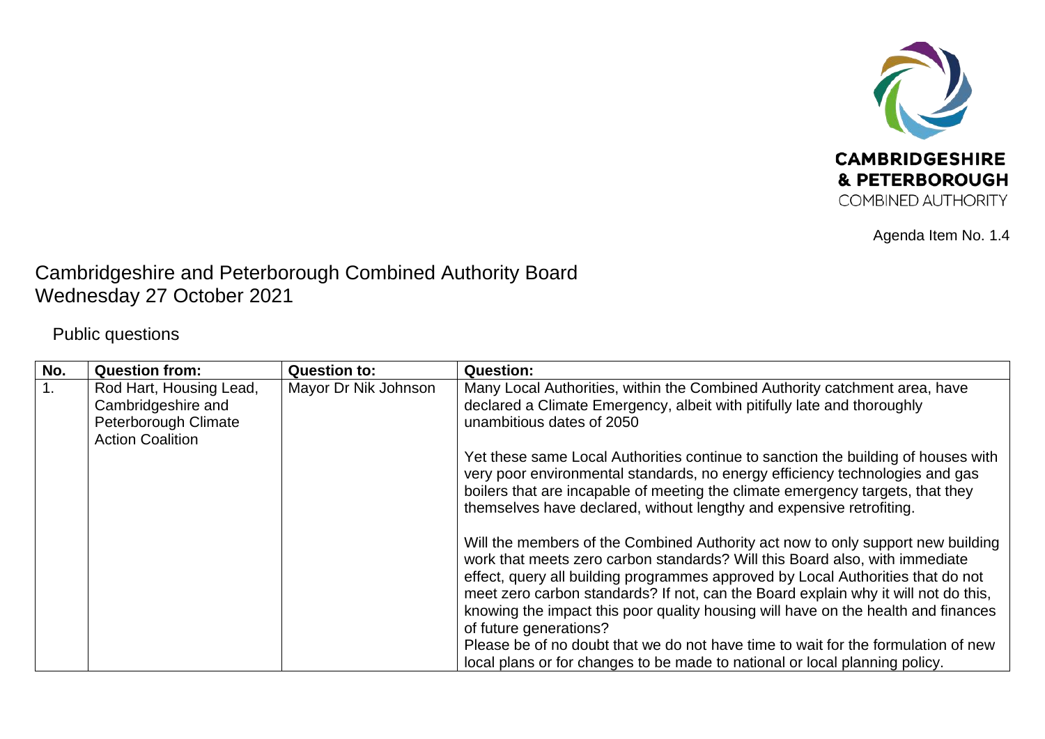CAMBRIDGESHIRE & PETERBOROUGH COMBINED AUTHORITY

Agenda Item No. 1.4

# Cambridgeshire and Peterborough Combined Authority Board
Wednesday 27 October 2021

## Public questions

| No. | Question from: | Question to: | Question: |
|---|---|---|---|
| 1. | Rod Hart, Housing Lead, Cambridgeshire and Peterborough Climate Action Coalition | Mayor Dr Nik Johnson | Many Local Authorities, within the Combined Authority catchment area, have declared a Climate Emergency, albeit with pitifully late and thoroughly unambitious dates of 2050<br><br>Yet these same Local Authorities continue to sanction the building of houses with very poor environmental standards, no energy efficiency technologies and gas boilers that are incapable of meeting the climate emergency targets, that they themselves have declared, without lengthy and expensive retrofiting.<br><br>Will the members of the Combined Authority act now to only support new building work that meets zero carbon standards? Will this Board also, with immediate effect, query all building programmes approved by Local Authorities that do not meet zero carbon standards? If not, can the Board explain why it will not do this, knowing the impact this poor quality housing will have on the health and finances of future generations?<br>Please be of no doubt that we do not have time to wait for the formulation of new local plans or for changes to be made to national or local planning policy. |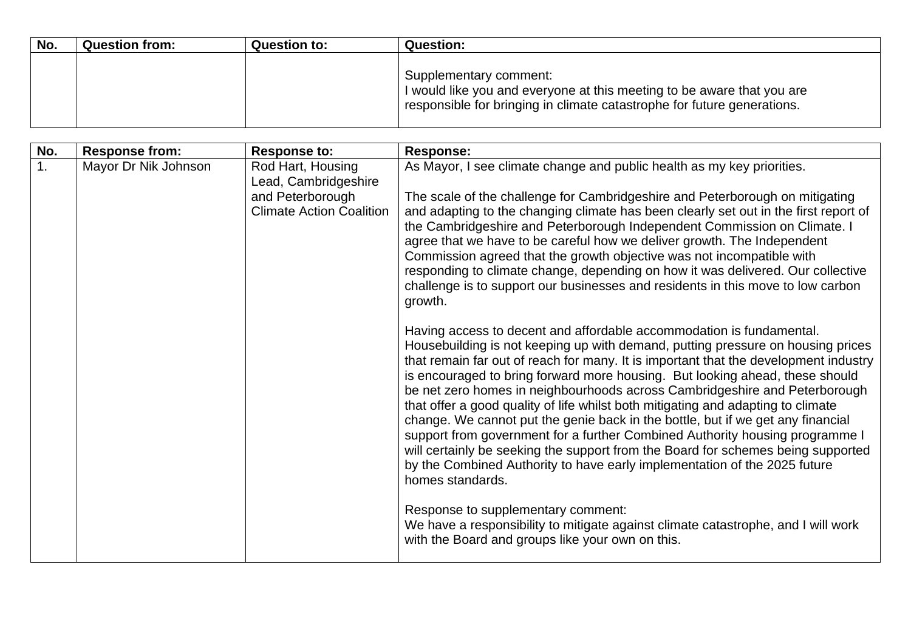| No. | Question from: | Question to: | Question: |
|---|---|---|---|
| | | | Supplementary comment:<br>I would like you and everyone at this meeting to be aware that you are responsible for bringing in climate catastrophe for future generations. |

| No. | Response from: | Response to: | Response: |
|---|---|---|---|
| 1. | Mayor Dr Nik Johnson | Rod Hart, Housing Lead, Cambridgeshire and Peterborough Climate Action Coalition | As Mayor, I see climate change and public health as my key priorities.<br><br>The scale of the challenge for Cambridgeshire and Peterborough on mitigating and adapting to the changing climate has been clearly set out in the first report of the Cambridgeshire and Peterborough Independent Commission on Climate. I agree that we have to be careful how we deliver growth. The Independent Commission agreed that the growth objective was not incompatible with responding to climate change, depending on how it was delivered. Our collective challenge is to support our businesses and residents in this move to low carbon growth.<br><br>Having access to decent and affordable accommodation is fundamental. Housebuilding is not keeping up with demand, putting pressure on housing prices that remain far out of reach for many. It is important that the development industry is encouraged to bring forward more housing. But looking ahead, these should be net zero homes in neighbourhoods across Cambridgeshire and Peterborough that offer a good quality of life whilst both mitigating and adapting to climate change. We cannot put the genie back in the bottle, but if we get any financial support from government for a further Combined Authority housing programme I will certainly be seeking the support from the Board for schemes being supported by the Combined Authority to have early implementation of the 2025 future homes standards.<br><br>Response to supplementary comment:<br>We have a responsibility to mitigate against climate catastrophe, and I will work with the Board and groups like your own on this. |